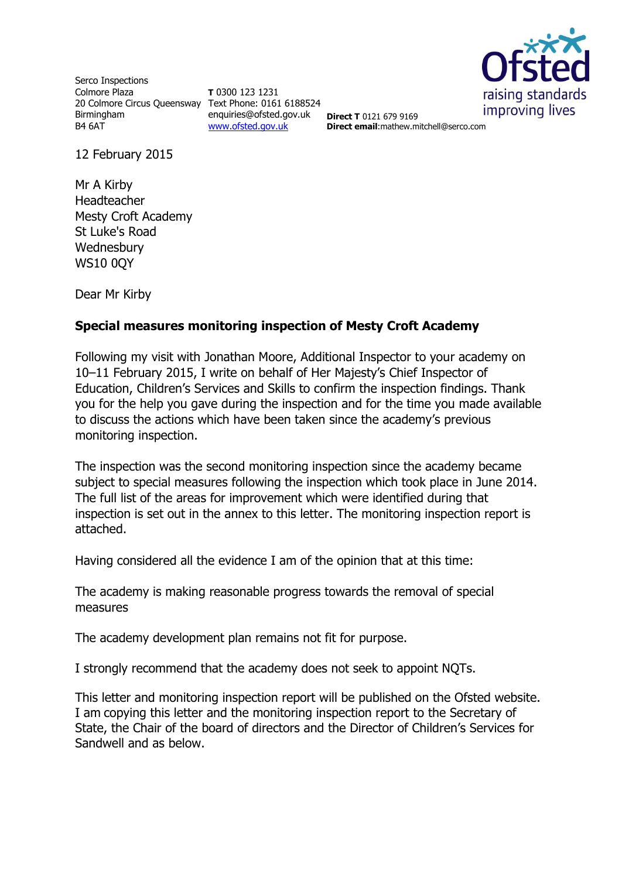Serco Inspections
Colmore Plaza
20 Colmore Circus Queensway
Birmingham
B4 6AT

**T** 0300 123 1231
Text Phone: 0161 6188524
enquiries@ofsted.gov.uk
www.ofsted.gov.uk

**Direct T** 0121 679 9169
**Direct email**:mathew.mitchell@serco.com

12 February 2015

Mr A Kirby
Headteacher
Mesty Croft Academy
St Luke's Road
Wednesbury
WS10 0QY

Dear Mr Kirby

**Special measures monitoring inspection of Mesty Croft Academy**

Following my visit with Jonathan Moore, Additional Inspector to your academy on 10–11 February 2015, I write on behalf of Her Majesty's Chief Inspector of Education, Children's Services and Skills to confirm the inspection findings. Thank you for the help you gave during the inspection and for the time you made available to discuss the actions which have been taken since the academy's previous monitoring inspection.

The inspection was the second monitoring inspection since the academy became subject to special measures following the inspection which took place in June 2014. The full list of the areas for improvement which were identified during that inspection is set out in the annex to this letter. The monitoring inspection report is attached.

Having considered all the evidence I am of the opinion that at this time:

The academy is making reasonable progress towards the removal of special measures

The academy development plan remains not fit for purpose.

I strongly recommend that the academy does not seek to appoint NQTs.

This letter and monitoring inspection report will be published on the Ofsted website. I am copying this letter and the monitoring inspection report to the Secretary of State, the Chair of the board of directors and the Director of Children's Services for Sandwell and as below.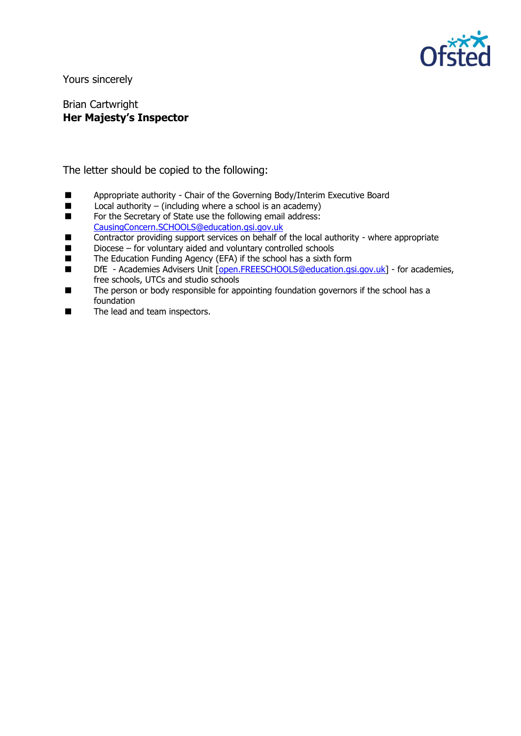Yours sincerely

Brian Cartwright
**Her Majesty's Inspector**

The letter should be copied to the following:

- Appropriate authority - Chair of the Governing Body/Interim Executive Board
- Local authority – (including where a school is an academy)
- For the Secretary of State use the following email address: CausingConcern.SCHOOLS@education.gsi.gov.uk
- Contractor providing support services on behalf of the local authority - where appropriate
- Diocese – for voluntary aided and voluntary controlled schools
- The Education Funding Agency (EFA) if the school has a sixth form
- DfE - Academies Advisers Unit [open.FREESCHOOLS@education.gsi.gov.uk] - for academies, free schools, UTCs and studio schools
- The person or body responsible for appointing foundation governors if the school has a foundation
- The lead and team inspectors.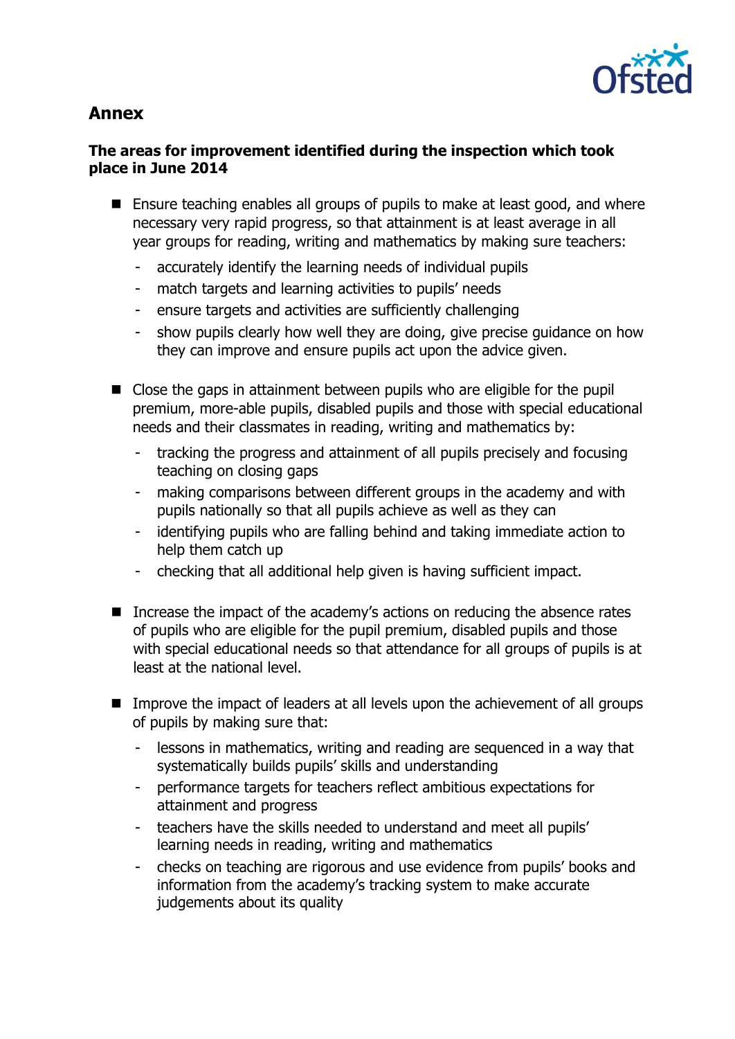## Annex

### The areas for improvement identified during the inspection which took place in June 2014

- Ensure teaching enables all groups of pupils to make at least good, and where necessary very rapid progress, so that attainment is at least average in all year groups for reading, writing and mathematics by making sure teachers:
  - accurately identify the learning needs of individual pupils
  - match targets and learning activities to pupils' needs
  - ensure targets and activities are sufficiently challenging
  - show pupils clearly how well they are doing, give precise guidance on how they can improve and ensure pupils act upon the advice given.

- Close the gaps in attainment between pupils who are eligible for the pupil premium, more-able pupils, disabled pupils and those with special educational needs and their classmates in reading, writing and mathematics by:
  - tracking the progress and attainment of all pupils precisely and focusing teaching on closing gaps
  - making comparisons between different groups in the academy and with pupils nationally so that all pupils achieve as well as they can
  - identifying pupils who are falling behind and taking immediate action to help them catch up
  - checking that all additional help given is having sufficient impact.

- Increase the impact of the academy's actions on reducing the absence rates of pupils who are eligible for the pupil premium, disabled pupils and those with special educational needs so that attendance for all groups of pupils is at least at the national level.

- Improve the impact of leaders at all levels upon the achievement of all groups of pupils by making sure that:
  - lessons in mathematics, writing and reading are sequenced in a way that systematically builds pupils' skills and understanding
  - performance targets for teachers reflect ambitious expectations for attainment and progress
  - teachers have the skills needed to understand and meet all pupils' learning needs in reading, writing and mathematics
  - checks on teaching are rigorous and use evidence from pupils' books and information from the academy's tracking system to make accurate judgements about its quality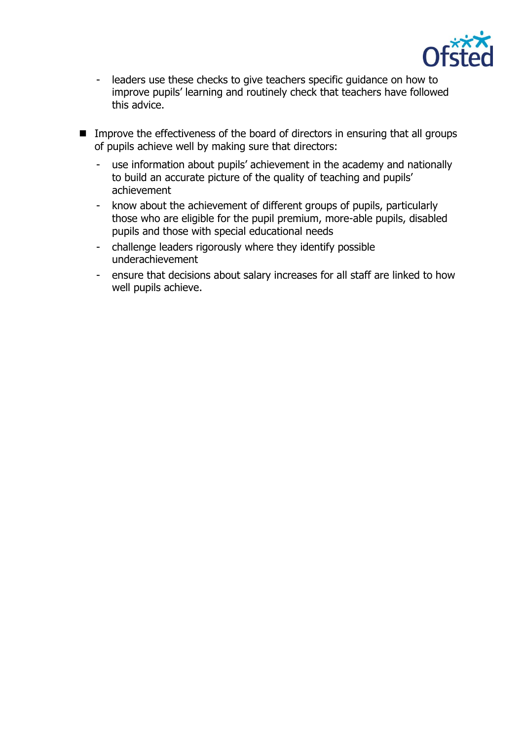- leaders use these checks to give teachers specific guidance on how to improve pupils' learning and routinely check that teachers have followed this advice.

- Improve the effectiveness of the board of directors in ensuring that all groups of pupils achieve well by making sure that directors:
  - use information about pupils' achievement in the academy and nationally to build an accurate picture of the quality of teaching and pupils' achievement
  - know about the achievement of different groups of pupils, particularly those who are eligible for the pupil premium, more-able pupils, disabled pupils and those with special educational needs
  - challenge leaders rigorously where they identify possible underachievement
  - ensure that decisions about salary increases for all staff are linked to how well pupils achieve.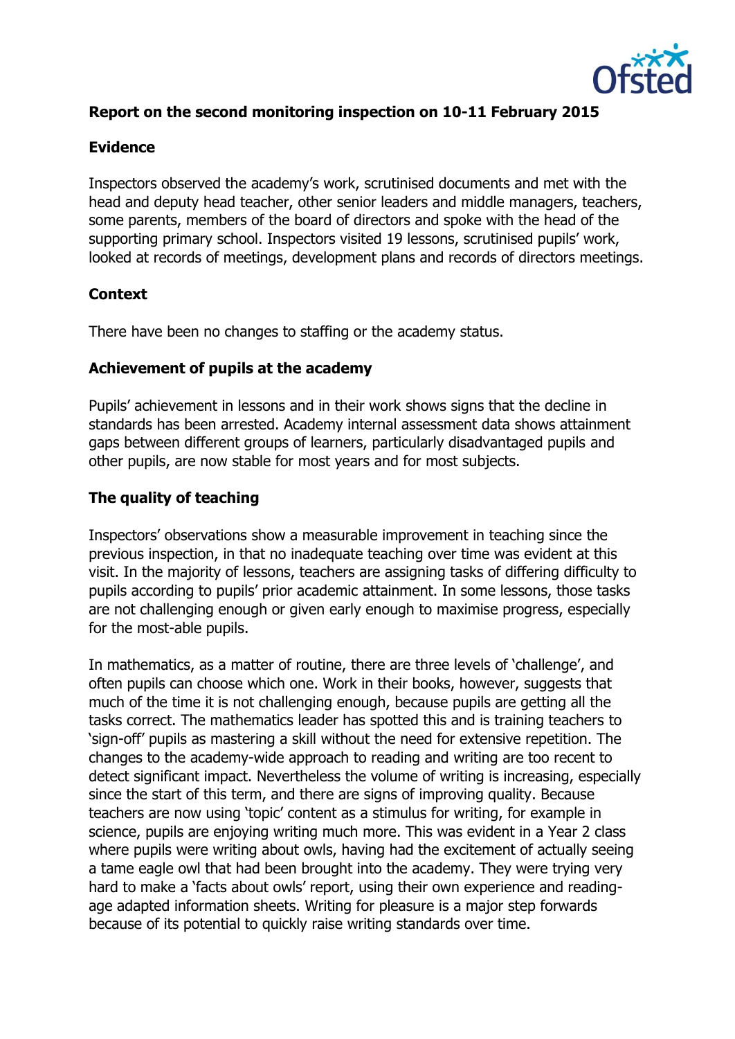**Report on the second monitoring inspection on 10-11 February 2015**

**Evidence**

Inspectors observed the academy's work, scrutinised documents and met with the head and deputy head teacher, other senior leaders and middle managers, teachers, some parents, members of the board of directors and spoke with the head of the supporting primary school. Inspectors visited 19 lessons, scrutinised pupils' work, looked at records of meetings, development plans and records of directors meetings.

**Context**

There have been no changes to staffing or the academy status.

**Achievement of pupils at the academy**

Pupils' achievement in lessons and in their work shows signs that the decline in standards has been arrested. Academy internal assessment data shows attainment gaps between different groups of learners, particularly disadvantaged pupils and other pupils, are now stable for most years and for most subjects.

**The quality of teaching**

Inspectors' observations show a measurable improvement in teaching since the previous inspection, in that no inadequate teaching over time was evident at this visit. In the majority of lessons, teachers are assigning tasks of differing difficulty to pupils according to pupils' prior academic attainment. In some lessons, those tasks are not challenging enough or given early enough to maximise progress, especially for the most-able pupils.

In mathematics, as a matter of routine, there are three levels of 'challenge', and often pupils can choose which one. Work in their books, however, suggests that much of the time it is not challenging enough, because pupils are getting all the tasks correct. The mathematics leader has spotted this and is training teachers to 'sign-off' pupils as mastering a skill without the need for extensive repetition. The changes to the academy-wide approach to reading and writing are too recent to detect significant impact. Nevertheless the volume of writing is increasing, especially since the start of this term, and there are signs of improving quality. Because teachers are now using 'topic' content as a stimulus for writing, for example in science, pupils are enjoying writing much more. This was evident in a Year 2 class where pupils were writing about owls, having had the excitement of actually seeing a tame eagle owl that had been brought into the academy. They were trying very hard to make a 'facts about owls' report, using their own experience and reading-age adapted information sheets. Writing for pleasure is a major step forwards because of its potential to quickly raise writing standards over time.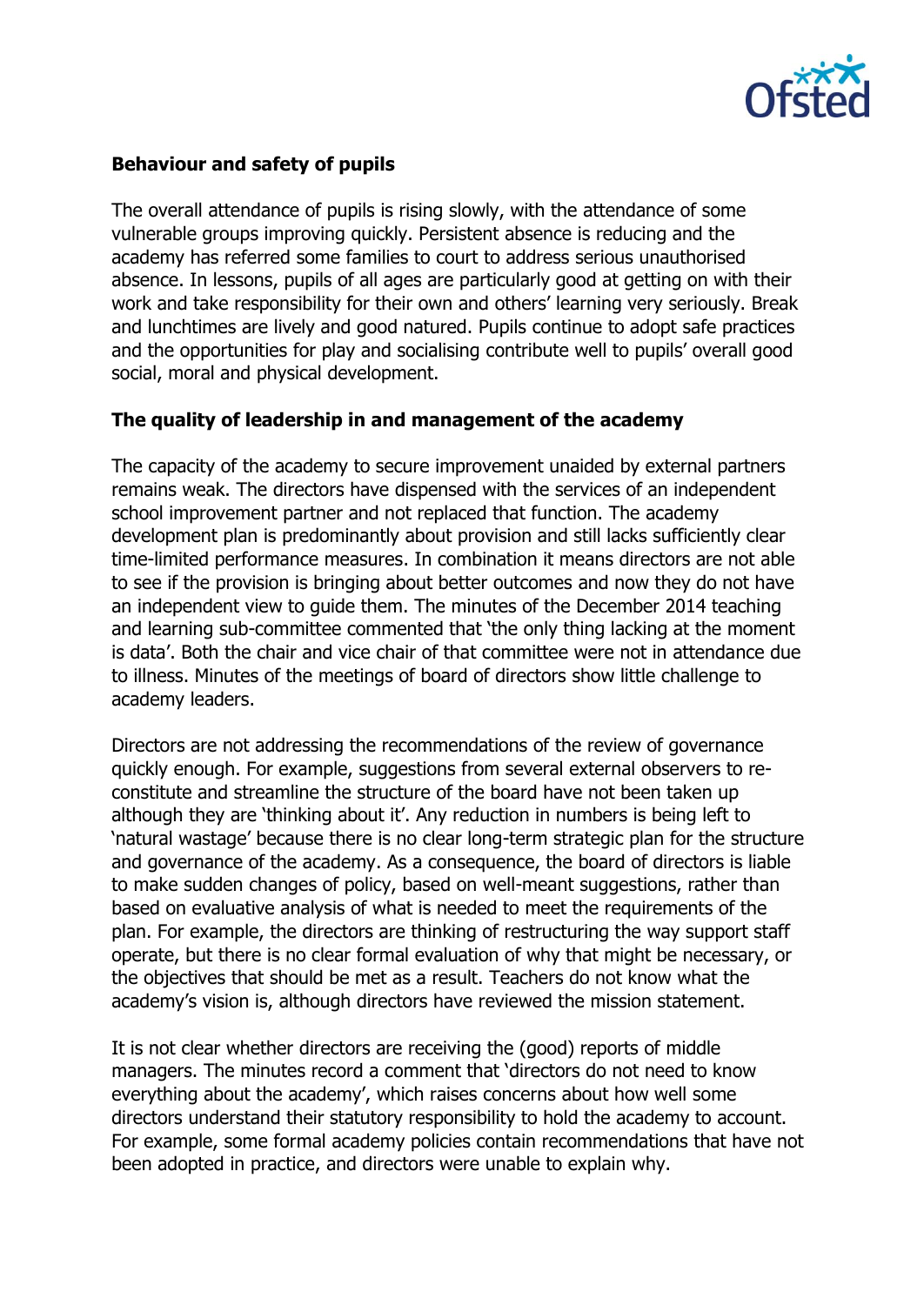**Behaviour and safety of pupils**

The overall attendance of pupils is rising slowly, with the attendance of some vulnerable groups improving quickly. Persistent absence is reducing and the academy has referred some families to court to address serious unauthorised absence. In lessons, pupils of all ages are particularly good at getting on with their work and take responsibility for their own and others' learning very seriously. Break and lunchtimes are lively and good natured. Pupils continue to adopt safe practices and the opportunities for play and socialising contribute well to pupils' overall good social, moral and physical development.

**The quality of leadership in and management of the academy**

The capacity of the academy to secure improvement unaided by external partners remains weak. The directors have dispensed with the services of an independent school improvement partner and not replaced that function. The academy development plan is predominantly about provision and still lacks sufficiently clear time-limited performance measures. In combination it means directors are not able to see if the provision is bringing about better outcomes and now they do not have an independent view to guide them. The minutes of the December 2014 teaching and learning sub-committee commented that 'the only thing lacking at the moment is data'. Both the chair and vice chair of that committee were not in attendance due to illness. Minutes of the meetings of board of directors show little challenge to academy leaders.

Directors are not addressing the recommendations of the review of governance quickly enough. For example, suggestions from several external observers to re-constitute and streamline the structure of the board have not been taken up although they are 'thinking about it'. Any reduction in numbers is being left to 'natural wastage' because there is no clear long-term strategic plan for the structure and governance of the academy. As a consequence, the board of directors is liable to make sudden changes of policy, based on well-meant suggestions, rather than based on evaluative analysis of what is needed to meet the requirements of the plan. For example, the directors are thinking of restructuring the way support staff operate, but there is no clear formal evaluation of why that might be necessary, or the objectives that should be met as a result. Teachers do not know what the academy's vision is, although directors have reviewed the mission statement.

It is not clear whether directors are receiving the (good) reports of middle managers. The minutes record a comment that 'directors do not need to know everything about the academy', which raises concerns about how well some directors understand their statutory responsibility to hold the academy to account. For example, some formal academy policies contain recommendations that have not been adopted in practice, and directors were unable to explain why.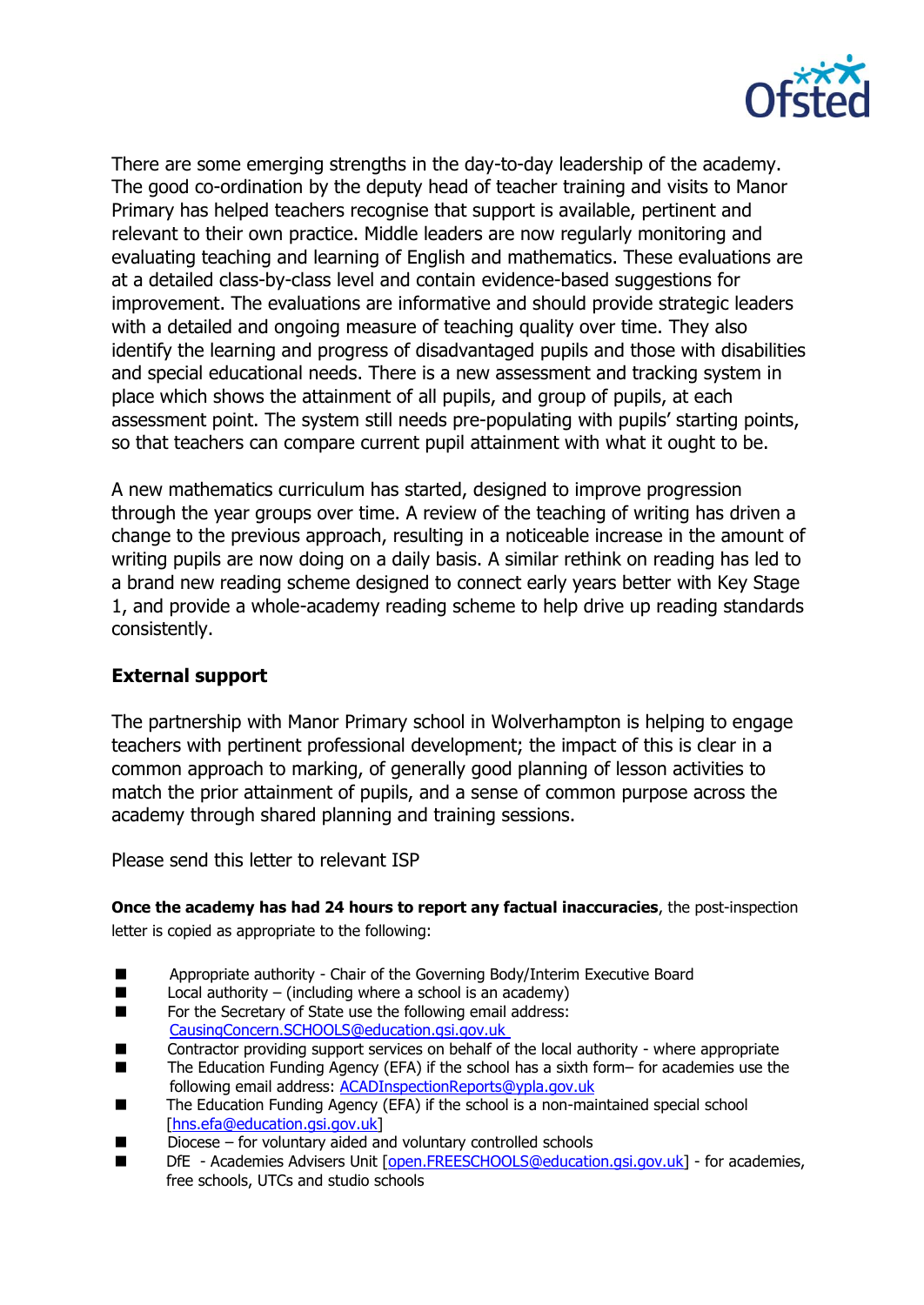There are some emerging strengths in the day-to-day leadership of the academy. The good co-ordination by the deputy head of teacher training and visits to Manor Primary has helped teachers recognise that support is available, pertinent and relevant to their own practice. Middle leaders are now regularly monitoring and evaluating teaching and learning of English and mathematics. These evaluations are at a detailed class-by-class level and contain evidence-based suggestions for improvement. The evaluations are informative and should provide strategic leaders with a detailed and ongoing measure of teaching quality over time. They also identify the learning and progress of disadvantaged pupils and those with disabilities and special educational needs. There is a new assessment and tracking system in place which shows the attainment of all pupils, and group of pupils, at each assessment point. The system still needs pre-populating with pupils' starting points, so that teachers can compare current pupil attainment with what it ought to be.

A new mathematics curriculum has started, designed to improve progression through the year groups over time. A review of the teaching of writing has driven a change to the previous approach, resulting in a noticeable increase in the amount of writing pupils are now doing on a daily basis. A similar rethink on reading has led to a brand new reading scheme designed to connect early years better with Key Stage 1, and provide a whole-academy reading scheme to help drive up reading standards consistently.

### External support

The partnership with Manor Primary school in Wolverhampton is helping to engage teachers with pertinent professional development; the impact of this is clear in a common approach to marking, of generally good planning of lesson activities to match the prior attainment of pupils, and a sense of common purpose across the academy through shared planning and training sessions.

Please send this letter to relevant ISP

**Once the academy has had 24 hours to report any factual inaccuracies**, the post-inspection letter is copied as appropriate to the following:

- Appropriate authority - Chair of the Governing Body/Interim Executive Board
- Local authority – (including where a school is an academy)
- For the Secretary of State use the following email address: CausingConcern.SCHOOLS@education.gsi.gov.uk
- Contractor providing support services on behalf of the local authority - where appropriate
- The Education Funding Agency (EFA) if the school has a sixth form– for academies use the following email address: ACADInspectionReports@ypla.gov.uk
- The Education Funding Agency (EFA) if the school is a non-maintained special school [hns.efa@education.gsi.gov.uk]
- Diocese – for voluntary aided and voluntary controlled schools
- DfE - Academies Advisers Unit [open.FREESCHOOLS@education.gsi.gov.uk] - for academies, free schools, UTCs and studio schools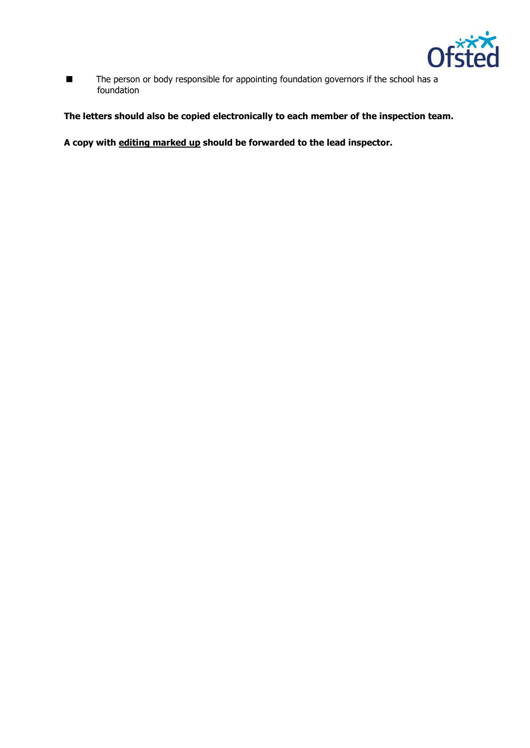- The person or body responsible for appointing foundation governors if the school has a foundation

**The letters should also be copied electronically to each member of the inspection team.**

**A copy with <u>editing marked up</u> should be forwarded to the lead inspector.**